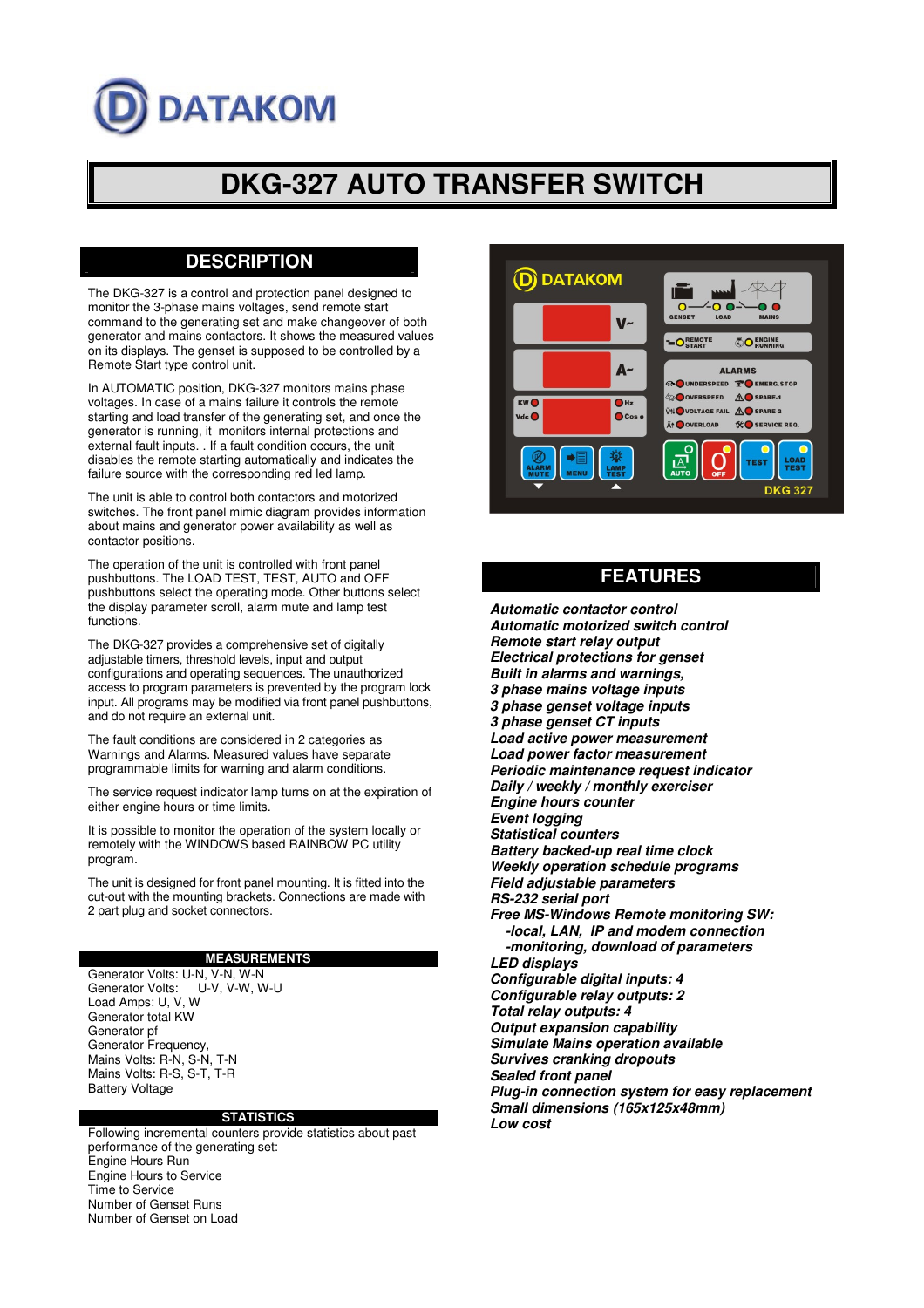DATAKOM

# DKG-327 AUTO TRANSFER SWITCH

## DESCRIPTION

The DKG-327 is a control and protection panel designed to monitor the 3-phase mains voltages, send remote start command to the generating set and make changeover of both generator and mains contactors. It shows the measured values on its displays. The genset is supposed to be controlled by a Remote Start type control unit.

In AUTOMATIC position, DKG-327 monitors mains phase voltages. In case of a mains failure it controls the remote starting and load transfer of the generating set, and once the generator is running, it monitors internal protections and external fault inputs. . If a fault condition occurs, the unit disables the remote starting automatically and indicates the failure source with the corresponding red led lamp.

The unit is able to control both contactors and motorized switches. The front panel mimic diagram provides information about mains and generator power availability as well as contactor positions.

The operation of the unit is controlled with front panel pushbuttons. The LOAD TEST, TEST, AUTO and OFF pushbuttons select the operating mode. Other buttons select the display parameter scroll, alarm mute and lamp test functions.

The DKG-327 provides a comprehensive set of digitally adjustable timers, threshold levels, input and output configurations and operating sequences. The unauthorized access to program parameters is prevented by the program lock input. All programs may be modified via front panel pushbuttons, and do not require an external unit.

The fault conditions are considered in 2 categories as Warnings and Alarms. Measured values have separate programmable limits for warning and alarm conditions.

The service request indicator lamp turns on at the expiration of either engine hours or time limits.

It is possible to monitor the operation of the system locally or remotely with the WINDOWS based RAINBOW PC utility program.

The unit is designed for front panel mounting. It is fitted into the cut-out with the mounting brackets. Connections are made with 2 part plug and socket connectors.

### MEASUREMENTS

Generator Volts: U-N, V-N, W-N
Generator Volts: U-V, V-W, W-U
Load Amps: U, V, W
Generator total KW
Generator pf
Generator Frequency,
Mains Volts: R-N, S-N, T-N
Mains Volts: R-S, S-T, T-R
Battery Voltage

### STATISTICS

Following incremental counters provide statistics about past performance of the generating set:
Engine Hours Run
Engine Hours to Service
Time to Service
Number of Genset Runs
Number of Genset on Load

## FEATURES

***Automatic contactor control***
***Automatic motorized switch control***
***Remote start relay output***
***Electrical protections for genset***
***Built in alarms and warnings,***
***3 phase mains voltage inputs***
***3 phase genset voltage inputs***
***3 phase genset CT inputs***
***Load active power measurement***
***Load power factor measurement***
***Periodic maintenance request indicator***
***Daily / weekly / monthly exerciser***
***Engine hours counter***
***Event logging***
***Statistical counters***
***Battery backed-up real time clock***
***Weekly operation schedule programs***
***Field adjustable parameters***
***RS-232 serial port***
***Free MS-Windows Remote monitoring SW:***
***-local, LAN, IP and modem connection***
***-monitoring, download of parameters***
***LED displays***
***Configurable digital inputs: 4***
***Configurable relay outputs: 2***
***Total relay outputs: 4***
***Output expansion capability***
***Simulate Mains operation available***
***Survives cranking dropouts***
***Sealed front panel***
***Plug-in connection system for easy replacement***
***Small dimensions (165x125x48mm)***
***Low cost***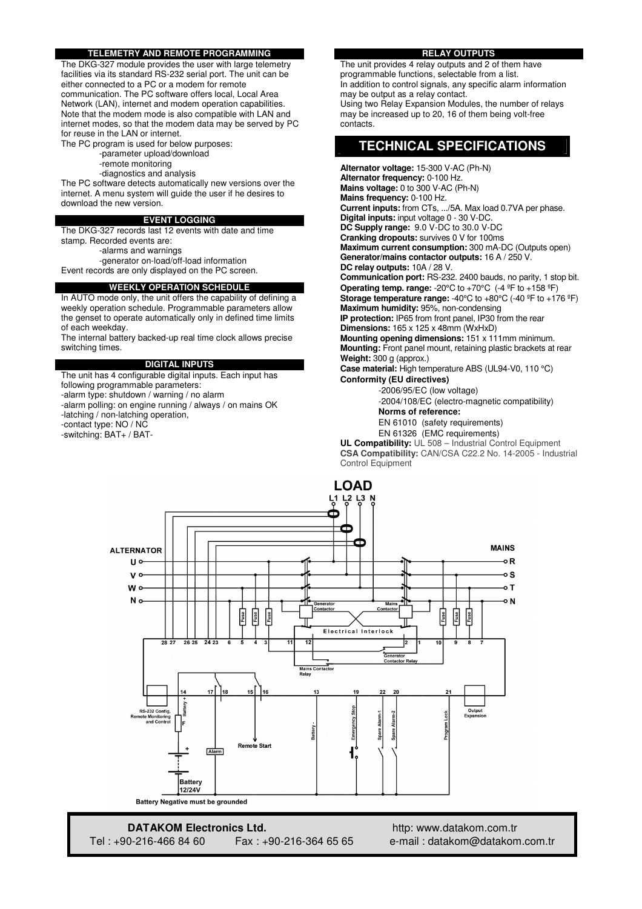## TELEMETRY AND REMOTE PROGRAMMING

The DKG-327 module provides the user with large telemetry facilities via its standard RS-232 serial port. The unit can be either connected to a PC or a modem for remote communication. The PC software offers local, Local Area Network (LAN), internet and modem operation capabilities. Note that the modem mode is also compatible with LAN and internet modes, so that the modem data may be served by PC for reuse in the LAN or internet.

The PC program is used for below purposes:

- -parameter upload/download
- -remote monitoring
- -diagnostics and analysis

The PC software detects automatically new versions over the internet. A menu system will guide the user if he desires to download the new version.

## EVENT LOGGING

The DKG-327 records last 12 events with date and time stamp. Recorded events are:

- -alarms and warnings
- -generator on-load/off-load information

Event records are only displayed on the PC screen.

## WEEKLY OPERATION SCHEDULE

In AUTO mode only, the unit offers the capability of defining a weekly operation schedule. Programmable parameters allow the genset to operate automatically only in defined time limits of each weekday.

The internal battery backed-up real time clock allows precise switching times.

## DIGITAL INPUTS

The unit has 4 configurable digital inputs. Each input has following programmable parameters:

-alarm type: shutdown / warning / no alarm
-alarm polling: on engine running / always / on mains OK
-latching / non-latching operation,
-contact type: NO / NC
-switching: BAT+ / BAT-

## RELAY OUTPUTS

The unit provides 4 relay outputs and 2 of them have programmable functions, selectable from a list.
In addition to control signals, any specific alarm information may be output as a relay contact.
Using two Relay Expansion Modules, the number of relays may be increased up to 20, 16 of them being volt-free contacts.

# TECHNICAL SPECIFICATIONS

**Alternator voltage:** 15-300 V-AC (Ph-N)
**Alternator frequency:** 0-100 Hz.
**Mains voltage:** 0 to 300 V-AC (Ph-N)
**Mains frequency:** 0-100 Hz.
**Current inputs:** from CTs, .../5A. Max load 0.7VA per phase.
**Digital inputs:** input voltage 0 - 30 V-DC.
**DC Supply range:** 9.0 V-DC to 30.0 V-DC
**Cranking dropouts:** survives 0 V for 100ms
**Maximum current consumption:** 300 mA-DC (Outputs open)
**Generator/mains contactor outputs:** 16 A / 250 V.
**DC relay outputs:** 10A / 28 V.
**Communication port:** RS-232. 2400 bauds, no parity, 1 stop bit.
**Operating temp. range:** -20°C to +70°C (-4 ºF to +158 ºF)
**Storage temperature range:** -40°C to +80°C (-40 ºF to +176 ºF)
**Maximum humidity:** 95%, non-condensing
**IP protection:** IP65 from front panel, IP30 from the rear
**Dimensions:** 165 x 125 x 48mm (WxHxD)
**Mounting opening dimensions:** 151 x 111mm minimum.
**Mounting:** Front panel mount, retaining plastic brackets at rear
**Weight:** 300 g (approx.)
**Case material:** High temperature ABS (UL94-V0, 110 °C)
**Conformity (EU directives)**

- -2006/95/EC (low voltage)
- -2004/108/EC (electro-magnetic compatibility)

**Norms of reference:**

- EN 61010 (safety requirements)
- EN 61326 (EMC requirements)

**UL Compatibility:** UL 508 – Industrial Control Equipment
**CSA Compatibility:** CAN/CSA C22.2 No. 14-2005 - Industrial Control Equipment

LOAD
L1 L2 L3 N
ALTERNATOR
U
V
W
N
MAINS
R
S
T
N
Fuse
Generator Contactor
Mains Contactor
Electrical Interlock
28 27 26 25 24 23 6 5 4 3 11 12 2 1 10 9 8 7
Generator Contactor Relay
Mains Contactor Relay
14 17 18 15 16 13 19 22 20 21
RS-232 Config, Remote Monitoring and Control
Battery +
F
Alarm
Remote Start
Battery -
Emergency Stop
Spare Alarm-1
Spare Alarm-2
Program Lock
Output Expansion
Battery 12/24V
Battery Negative must be grounded

**DATAKOM Electronics Ltd.** http: www.datakom.com.tr
Tel : +90-216-466 84 60 Fax : +90-216-364 65 65 e-mail : datakom@datakom.com.tr